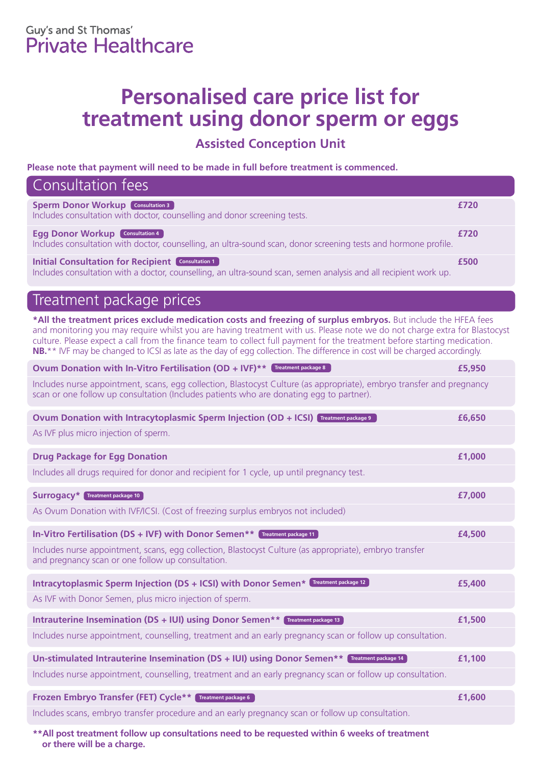Guy's and St Thomas'
Private Healthcare

# Personalised care price list for treatment using donor sperm or eggs

### Assisted Conception Unit

**Please note that payment will need to be made in full before treatment is commenced.**

## Consultation fees

**Sperm Donor Workup** Consultation 3 — **£720**
Includes consultation with doctor, counselling and donor screening tests.

**Egg Donor Workup** Consultation 4 — **£720**
Includes consultation with doctor, counselling, an ultra-sound scan, donor screening tests and hormone profile.

**Initial Consultation for Recipient** Consultation 1 — **£500**
Includes consultation with a doctor, counselling, an ultra-sound scan, semen analysis and all recipient work up.

## Treatment package prices

**\*All the treatment prices exclude medication costs and freezing of surplus embryos.** But include the HFEA fees and monitoring you may require whilst you are having treatment with us. Please note we do not charge extra for Blastocyst culture. Please expect a call from the finance team to collect full payment for the treatment before starting medication. **NB.**\*\* IVF may be changed to ICSI as late as the day of egg collection. The difference in cost will be charged accordingly.

**Ovum Donation with In-Vitro Fertilisation (OD + IVF)\*\*** Treatment package 8 — **£5,950**
Includes nurse appointment, scans, egg collection, Blastocyst Culture (as appropriate), embryo transfer and pregnancy scan or one follow up consultation (Includes patients who are donating egg to partner).

**Ovum Donation with Intracytoplasmic Sperm Injection (OD + ICSI)** Treatment package 9 — **£6,650**
As IVF plus micro injection of sperm.

**Drug Package for Egg Donation** — **£1,000**
Includes all drugs required for donor and recipient for 1 cycle, up until pregnancy test.

**Surrogacy\*** Treatment package 10 — **£7,000**
As Ovum Donation with IVF/ICSI. (Cost of freezing surplus embryos not included)

**In-Vitro Fertilisation (DS + IVF) with Donor Semen\*\*** Treatment package 11 — **£4,500**
Includes nurse appointment, scans, egg collection, Blastocyst Culture (as appropriate), embryo transfer and pregnancy scan or one follow up consultation.

**Intracytoplasmic Sperm Injection (DS + ICSI) with Donor Semen\*** Treatment package 12 — **£5,400**
As IVF with Donor Semen, plus micro injection of sperm.

**Intrauterine Insemination (DS + IUI) using Donor Semen\*\*** Treatment package 13 — **£1,500**
Includes nurse appointment, counselling, treatment and an early pregnancy scan or follow up consultation.

**Un-stimulated Intrauterine Insemination (DS + IUI) using Donor Semen\*\*** Treatment package 14 — **£1,100**
Includes nurse appointment, counselling, treatment and an early pregnancy scan or follow up consultation.

**Frozen Embryo Transfer (FET) Cycle\*\*** Treatment package 6 — **£1,600**
Includes scans, embryo transfer procedure and an early pregnancy scan or follow up consultation.

**\*\*All post treatment follow up consultations need to be requested within 6 weeks of treatment or there will be a charge.**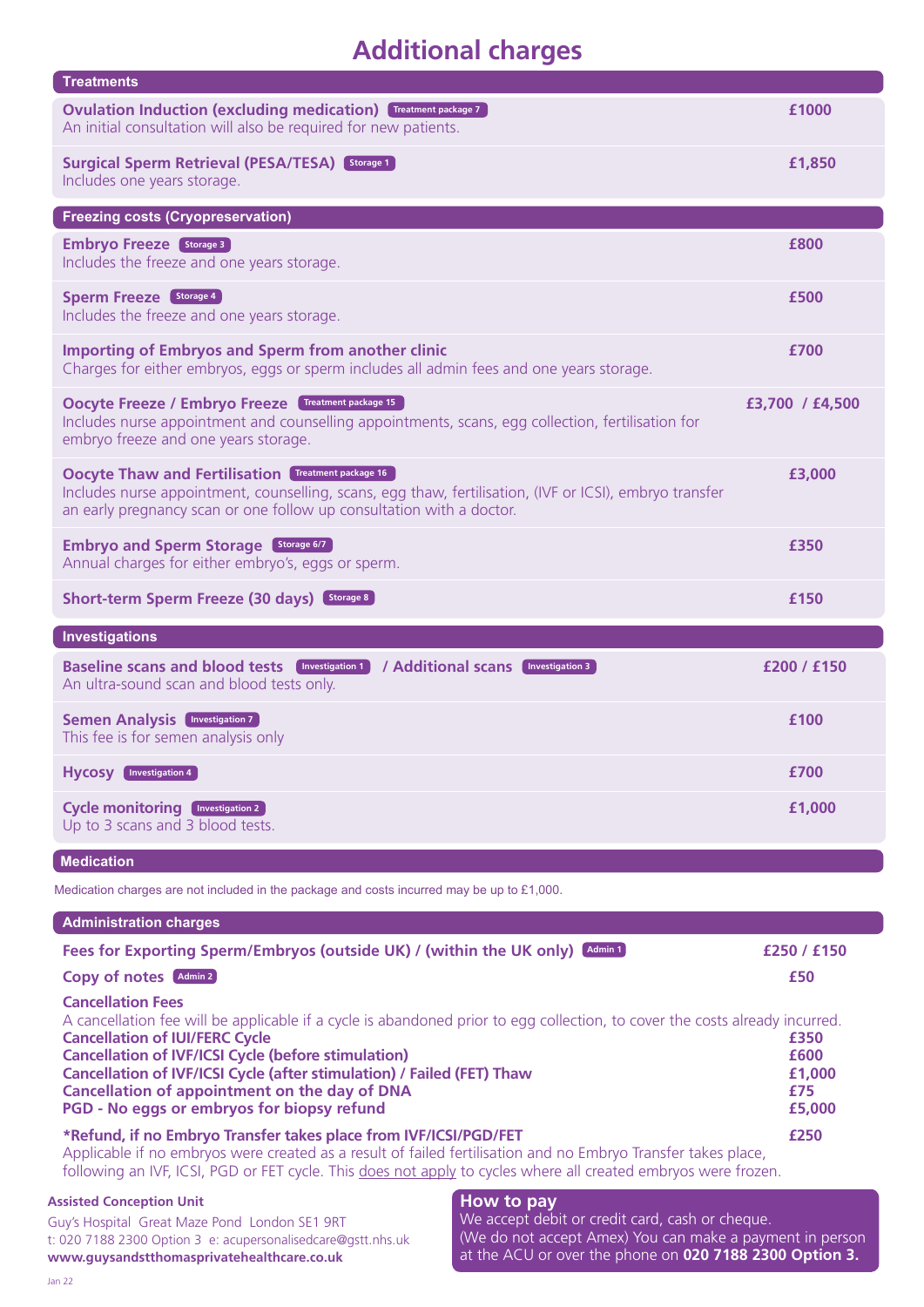# Additional charges

## Treatments

| | |
|---|---|
| **Ovulation Induction (excluding medication)** Treatment package 7<br>An initial consultation will also be required for new patients. | **£1000** |
| **Surgical Sperm Retrieval (PESA/TESA)** Storage 1<br>Includes one years storage. | **£1,850** |

## Freezing costs (Cryopreservation)

| | |
|---|---|
| **Embryo Freeze** Storage 3<br>Includes the freeze and one years storage. | **£800** |
| **Sperm Freeze** Storage 4<br>Includes the freeze and one years storage. | **£500** |
| **Importing of Embryos and Sperm from another clinic**<br>Charges for either embryos, eggs or sperm includes all admin fees and one years storage. | **£700** |
| **Oocyte Freeze / Embryo Freeze** Treatment package 15<br>Includes nurse appointment and counselling appointments, scans, egg collection, fertilisation for embryo freeze and one years storage. | **£3,700 / £4,500** |
| **Oocyte Thaw and Fertilisation** Treatment package 16<br>Includes nurse appointment, counselling, scans, egg thaw, fertilisation, (IVF or ICSI), embryo transfer an early pregnancy scan or one follow up consultation with a doctor. | **£3,000** |
| **Embryo and Sperm Storage** Storage 6/7<br>Annual charges for either embryo's, eggs or sperm. | **£350** |
| **Short-term Sperm Freeze (30 days)** Storage 8 | **£150** |

## Investigations

| | |
|---|---|
| **Baseline scans and blood tests** Investigation 1 **/ Additional scans** Investigation 3<br>An ultra-sound scan and blood tests only. | **£200 / £150** |
| **Semen Analysis** Investigation 7<br>This fee is for semen analysis only | **£100** |
| **Hycosy** Investigation 4 | **£700** |
| **Cycle monitoring** Investigation 2<br>Up to 3 scans and 3 blood tests. | **£1,000** |

## Medication

Medication charges are not included in the package and costs incurred may be up to £1,000.

## Administration charges

| | |
|---|---|
| **Fees for Exporting Sperm/Embryos (outside UK) / (within the UK only)** Admin 1 | **£250 / £150** |
| **Copy of notes** Admin 2 | **£50** |

**Cancellation Fees**

A cancellation fee will be applicable if a cycle is abandoned prior to egg collection, to cover the costs already incurred.

| | |
|---|---|
| **Cancellation of IUI/FERC Cycle** | **£350** |
| **Cancellation of IVF/ICSI Cycle (before stimulation)** | **£600** |
| **Cancellation of IVF/ICSI Cycle (after stimulation) / Failed (FET) Thaw** | **£1,000** |
| **Cancellation of appointment on the day of DNA** | **£75** |
| **PGD - No eggs or embryos for biopsy refund** | **£5,000** |
| **\*Refund, if no Embryo Transfer takes place from IVF/ICSI/PGD/FET** | **£250** |

Applicable if no embryos were created as a result of failed fertilisation and no Embryo Transfer takes place, following an IVF, ICSI, PGD or FET cycle. This does not apply to cycles where all created embryos were frozen.

**Assisted Conception Unit**

Guy's Hospital Great Maze Pond London SE1 9RT
t: 020 7188 2300 Option 3 e: acupersonalisedcare@gstt.nhs.uk
**www.guysandstthomasprivatehealthcare.co.uk**

**How to pay**

We accept debit or credit card, cash or cheque. (We do not accept Amex) You can make a payment in person at the ACU or over the phone on **020 7188 2300 Option 3.**

Jan 22